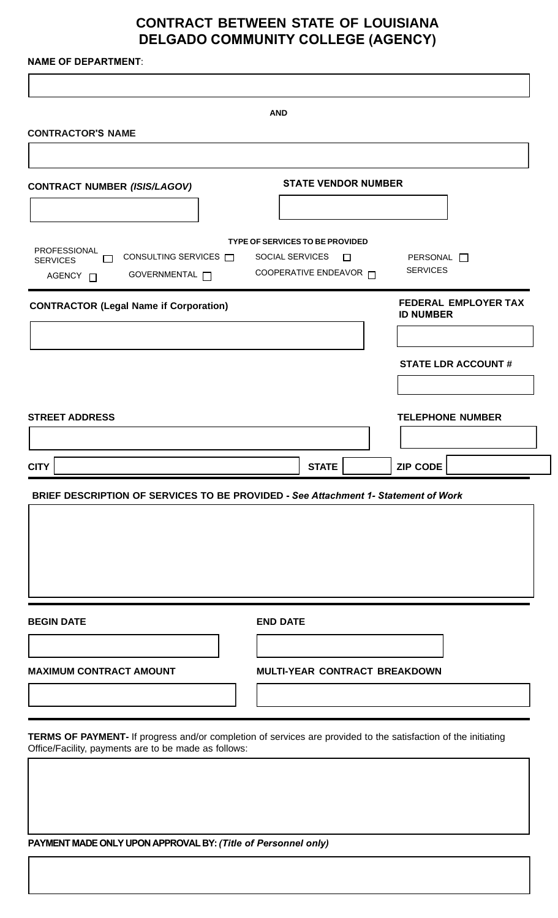# CONTRACT BETWEEN STATE OF LOUISIANA
# DELGADO COMMUNITY COLLEGE (AGENCY)

**NAME OF DEPARTMENT**:

**AND**

**CONTRACTOR'S NAME**

**CONTRACT NUMBER *(ISIS/LAGOV)***

**STATE VENDOR NUMBER**

**TYPE OF SERVICES TO BE PROVIDED**

- ☐ PROFESSIONAL SERVICES
- ☐ CONSULTING SERVICES
- ☐ SOCIAL SERVICES
- ☐ PERSONAL SERVICES
- ☐ AGENCY
- ☐ GOVERNMENTAL
- ☐ COOPERATIVE ENDEAVOR

**CONTRACTOR (Legal Name if Corporation)**

**FEDERAL EMPLOYER TAX ID NUMBER**

**STATE LDR ACCOUNT #**

**STREET ADDRESS**

**TELEPHONE NUMBER**

**CITY** **STATE** **ZIP CODE**

**BRIEF DESCRIPTION OF SERVICES TO BE PROVIDED - *See Attachment 1- Statement of Work***

**BEGIN DATE**

**END DATE**

**MAXIMUM CONTRACT AMOUNT**

**MULTI-YEAR CONTRACT BREAKDOWN**

**TERMS OF PAYMENT-** If progress and/or completion of services are provided to the satisfaction of the initiating Office/Facility, payments are to be made as follows:

**PAYMENT MADE ONLY UPON APPROVAL BY: *(Title of Personnel only)***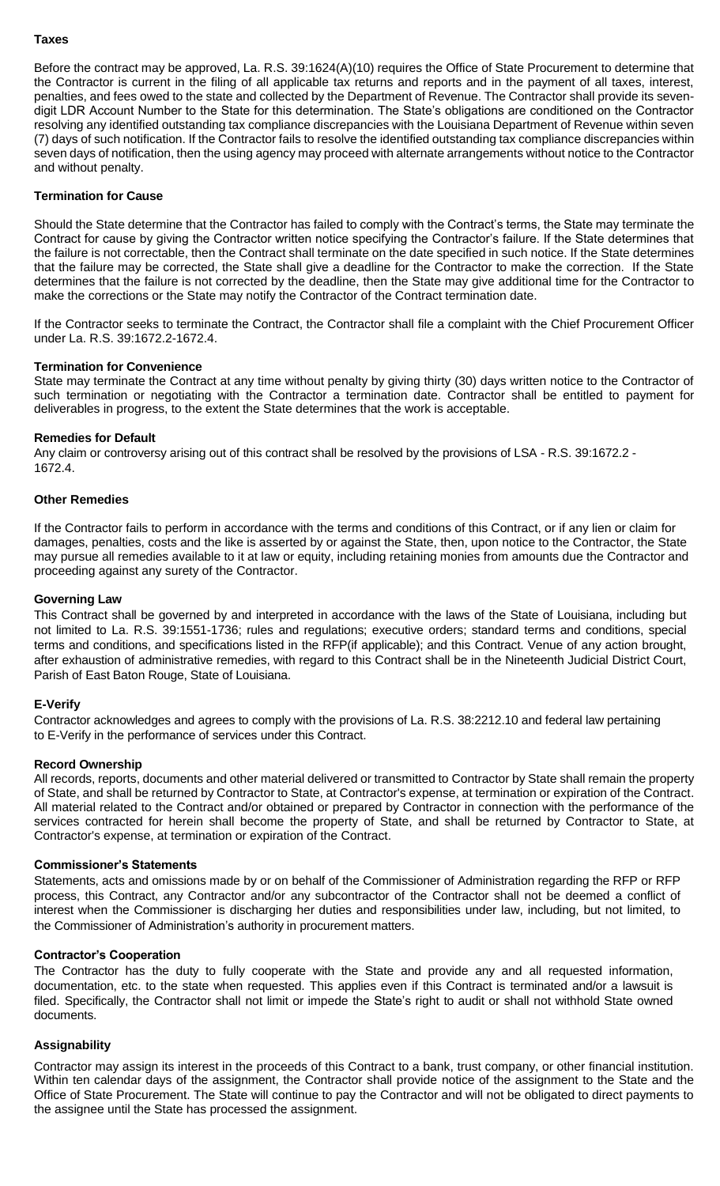**Taxes**

Before the contract may be approved, La. R.S. 39:1624(A)(10) requires the Office of State Procurement to determine that the Contractor is current in the filing of all applicable tax returns and reports and in the payment of all taxes, interest, penalties, and fees owed to the state and collected by the Department of Revenue. The Contractor shall provide its seven-digit LDR Account Number to the State for this determination. The State's obligations are conditioned on the Contractor resolving any identified outstanding tax compliance discrepancies with the Louisiana Department of Revenue within seven (7) days of such notification. If the Contractor fails to resolve the identified outstanding tax compliance discrepancies within seven days of notification, then the using agency may proceed with alternate arrangements without notice to the Contractor and without penalty.

**Termination for Cause**

Should the State determine that the Contractor has failed to comply with the Contract's terms, the State may terminate the Contract for cause by giving the Contractor written notice specifying the Contractor's failure. If the State determines that the failure is not correctable, then the Contract shall terminate on the date specified in such notice. If the State determines that the failure may be corrected, the State shall give a deadline for the Contractor to make the correction. If the State determines that the failure is not corrected by the deadline, then the State may give additional time for the Contractor to make the corrections or the State may notify the Contractor of the Contract termination date.

If the Contractor seeks to terminate the Contract, the Contractor shall file a complaint with the Chief Procurement Officer under La. R.S. 39:1672.2-1672.4.

**Termination for Convenience**

State may terminate the Contract at any time without penalty by giving thirty (30) days written notice to the Contractor of such termination or negotiating with the Contractor a termination date. Contractor shall be entitled to payment for deliverables in progress, to the extent the State determines that the work is acceptable.

**Remedies for Default**

Any claim or controversy arising out of this contract shall be resolved by the provisions of LSA - R.S. 39:1672.2 - 1672.4.

**Other Remedies**

If the Contractor fails to perform in accordance with the terms and conditions of this Contract, or if any lien or claim for damages, penalties, costs and the like is asserted by or against the State, then, upon notice to the Contractor, the State may pursue all remedies available to it at law or equity, including retaining monies from amounts due the Contractor and proceeding against any surety of the Contractor.

**Governing Law**

This Contract shall be governed by and interpreted in accordance with the laws of the State of Louisiana, including but not limited to La. R.S. 39:1551-1736; rules and regulations; executive orders; standard terms and conditions, special terms and conditions, and specifications listed in the RFP(if applicable); and this Contract. Venue of any action brought, after exhaustion of administrative remedies, with regard to this Contract shall be in the Nineteenth Judicial District Court, Parish of East Baton Rouge, State of Louisiana.

**E-Verify**

Contractor acknowledges and agrees to comply with the provisions of La. R.S. 38:2212.10 and federal law pertaining to E-Verify in the performance of services under this Contract.

**Record Ownership**

All records, reports, documents and other material delivered or transmitted to Contractor by State shall remain the property of State, and shall be returned by Contractor to State, at Contractor's expense, at termination or expiration of the Contract. All material related to the Contract and/or obtained or prepared by Contractor in connection with the performance of the services contracted for herein shall become the property of State, and shall be returned by Contractor to State, at Contractor's expense, at termination or expiration of the Contract.

**Commissioner's Statements**

Statements, acts and omissions made by or on behalf of the Commissioner of Administration regarding the RFP or RFP process, this Contract, any Contractor and/or any subcontractor of the Contractor shall not be deemed a conflict of interest when the Commissioner is discharging her duties and responsibilities under law, including, but not limited, to the Commissioner of Administration's authority in procurement matters.

**Contractor's Cooperation**

The Contractor has the duty to fully cooperate with the State and provide any and all requested information, documentation, etc. to the state when requested. This applies even if this Contract is terminated and/or a lawsuit is filed. Specifically, the Contractor shall not limit or impede the State's right to audit or shall not withhold State owned documents.

**Assignability**

Contractor may assign its interest in the proceeds of this Contract to a bank, trust company, or other financial institution. Within ten calendar days of the assignment, the Contractor shall provide notice of the assignment to the State and the Office of State Procurement. The State will continue to pay the Contractor and will not be obligated to direct payments to the assignee until the State has processed the assignment.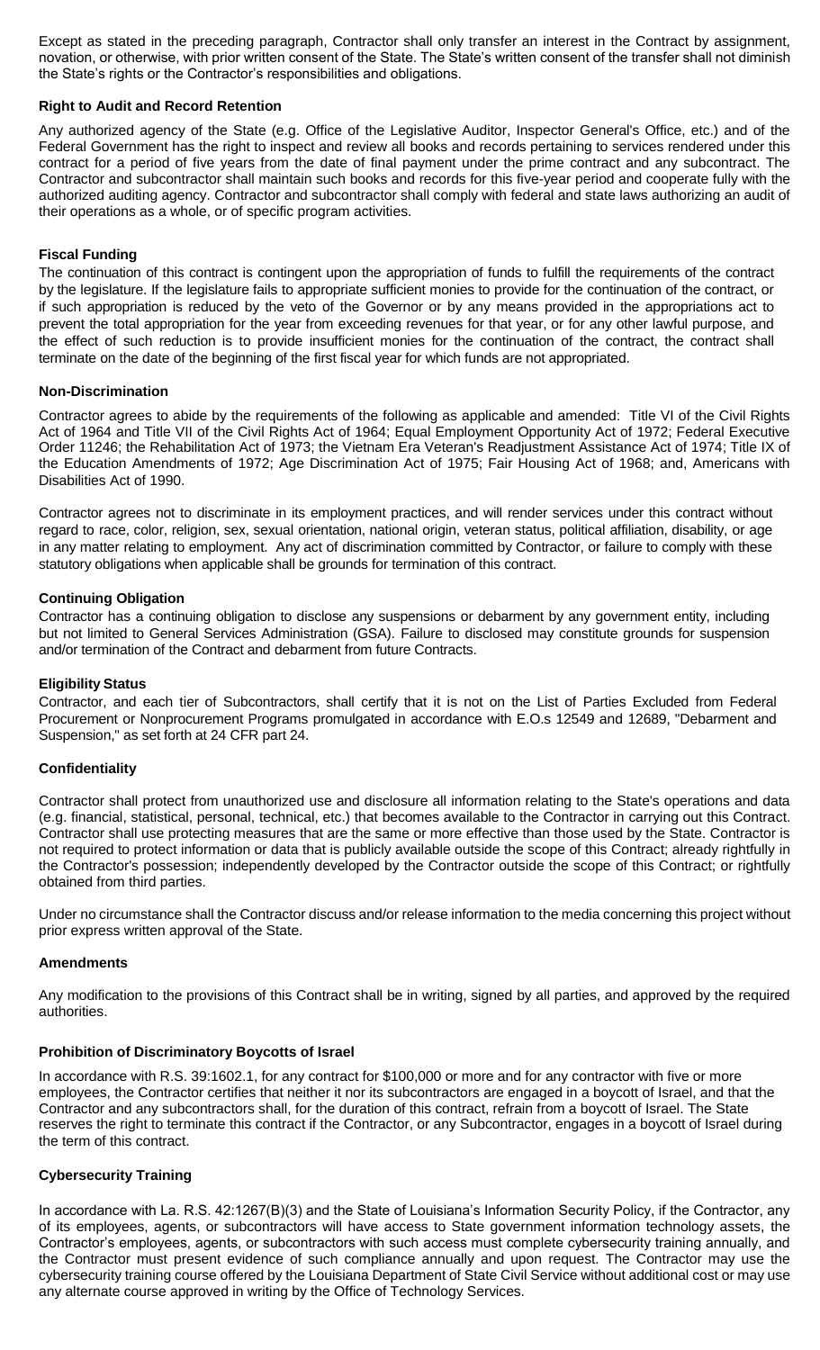Except as stated in the preceding paragraph, Contractor shall only transfer an interest in the Contract by assignment, novation, or otherwise, with prior written consent of the State. The State's written consent of the transfer shall not diminish the State's rights or the Contractor's responsibilities and obligations.

**Right to Audit and Record Retention**

Any authorized agency of the State (e.g. Office of the Legislative Auditor, Inspector General's Office, etc.) and of the Federal Government has the right to inspect and review all books and records pertaining to services rendered under this contract for a period of five years from the date of final payment under the prime contract and any subcontract. The Contractor and subcontractor shall maintain such books and records for this five-year period and cooperate fully with the authorized auditing agency. Contractor and subcontractor shall comply with federal and state laws authorizing an audit of their operations as a whole, or of specific program activities.

**Fiscal Funding**

The continuation of this contract is contingent upon the appropriation of funds to fulfill the requirements of the contract by the legislature. If the legislature fails to appropriate sufficient monies to provide for the continuation of the contract, or if such appropriation is reduced by the veto of the Governor or by any means provided in the appropriations act to prevent the total appropriation for the year from exceeding revenues for that year, or for any other lawful purpose, and the effect of such reduction is to provide insufficient monies for the continuation of the contract, the contract shall terminate on the date of the beginning of the first fiscal year for which funds are not appropriated.

**Non-Discrimination**

Contractor agrees to abide by the requirements of the following as applicable and amended: Title VI of the Civil Rights Act of 1964 and Title VII of the Civil Rights Act of 1964; Equal Employment Opportunity Act of 1972; Federal Executive Order 11246; the Rehabilitation Act of 1973; the Vietnam Era Veteran's Readjustment Assistance Act of 1974; Title IX of the Education Amendments of 1972; Age Discrimination Act of 1975; Fair Housing Act of 1968; and, Americans with Disabilities Act of 1990.

Contractor agrees not to discriminate in its employment practices, and will render services under this contract without regard to race, color, religion, sex, sexual orientation, national origin, veteran status, political affiliation, disability, or age in any matter relating to employment. Any act of discrimination committed by Contractor, or failure to comply with these statutory obligations when applicable shall be grounds for termination of this contract.

**Continuing Obligation**

Contractor has a continuing obligation to disclose any suspensions or debarment by any government entity, including but not limited to General Services Administration (GSA). Failure to disclosed may constitute grounds for suspension and/or termination of the Contract and debarment from future Contracts.

**Eligibility Status**

Contractor, and each tier of Subcontractors, shall certify that it is not on the List of Parties Excluded from Federal Procurement or Nonprocurement Programs promulgated in accordance with E.O.s 12549 and 12689, "Debarment and Suspension," as set forth at 24 CFR part 24.

**Confidentiality**

Contractor shall protect from unauthorized use and disclosure all information relating to the State's operations and data (e.g. financial, statistical, personal, technical, etc.) that becomes available to the Contractor in carrying out this Contract. Contractor shall use protecting measures that are the same or more effective than those used by the State. Contractor is not required to protect information or data that is publicly available outside the scope of this Contract; already rightfully in the Contractor's possession; independently developed by the Contractor outside the scope of this Contract; or rightfully obtained from third parties.

Under no circumstance shall the Contractor discuss and/or release information to the media concerning this project without prior express written approval of the State.

**Amendments**

Any modification to the provisions of this Contract shall be in writing, signed by all parties, and approved by the required authorities.

**Prohibition of Discriminatory Boycotts of Israel**

In accordance with R.S. 39:1602.1, for any contract for $100,000 or more and for any contractor with five or more employees, the Contractor certifies that neither it nor its subcontractors are engaged in a boycott of Israel, and that the Contractor and any subcontractors shall, for the duration of this contract, refrain from a boycott of Israel. The State reserves the right to terminate this contract if the Contractor, or any Subcontractor, engages in a boycott of Israel during the term of this contract.

**Cybersecurity Training**

In accordance with La. R.S. 42:1267(B)(3) and the State of Louisiana's Information Security Policy, if the Contractor, any of its employees, agents, or subcontractors will have access to State government information technology assets, the Contractor's employees, agents, or subcontractors with such access must complete cybersecurity training annually, and the Contractor must present evidence of such compliance annually and upon request. The Contractor may use the cybersecurity training course offered by the Louisiana Department of State Civil Service without additional cost or may use any alternate course approved in writing by the Office of Technology Services.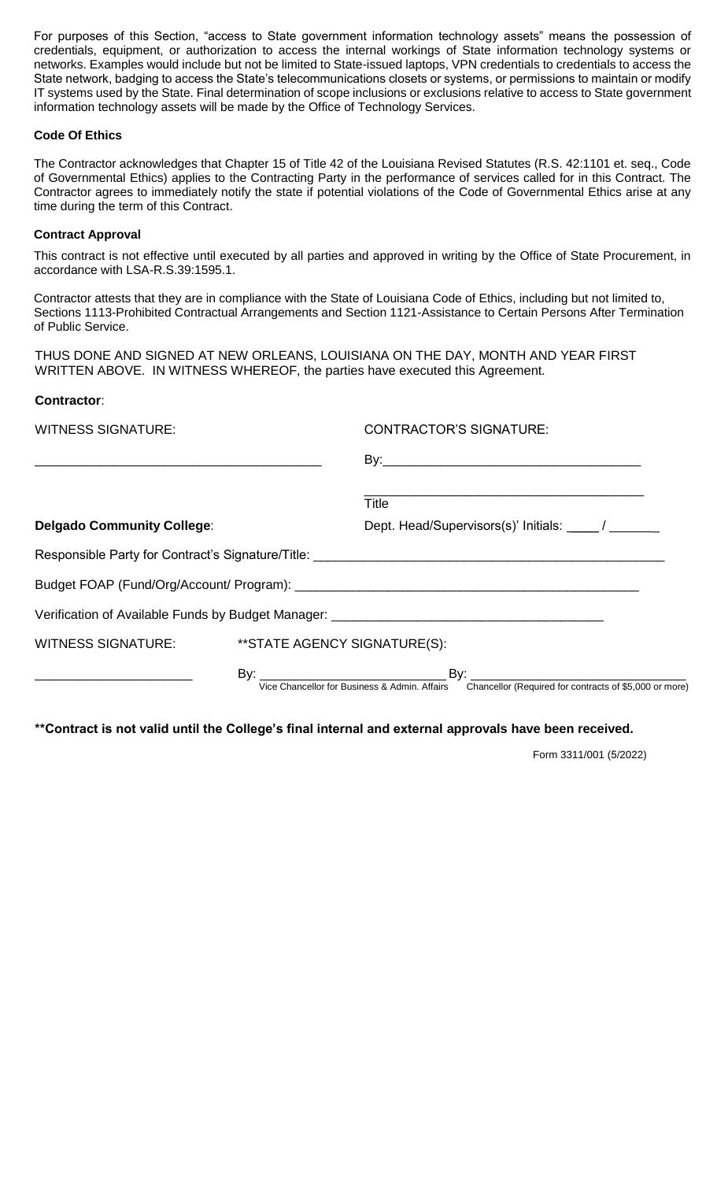For purposes of this Section, "access to State government information technology assets" means the possession of credentials, equipment, or authorization to access the internal workings of State information technology systems or networks. Examples would include but not be limited to State-issued laptops, VPN credentials to credentials to access the State network, badging to access the State's telecommunications closets or systems, or permissions to maintain or modify IT systems used by the State. Final determination of scope inclusions or exclusions relative to access to State government information technology assets will be made by the Office of Technology Services.

**Code Of Ethics**

The Contractor acknowledges that Chapter 15 of Title 42 of the Louisiana Revised Statutes (R.S. 42:1101 et. seq., Code of Governmental Ethics) applies to the Contracting Party in the performance of services called for in this Contract. The Contractor agrees to immediately notify the state if potential violations of the Code of Governmental Ethics arise at any time during the term of this Contract.

**Contract Approval**

This contract is not effective until executed by all parties and approved in writing by the Office of State Procurement, in accordance with LSA-R.S.39:1595.1.

Contractor attests that they are in compliance with the State of Louisiana Code of Ethics, including but not limited to, Sections 1113-Prohibited Contractual Arrangements and Section 1121-Assistance to Certain Persons After Termination of Public Service.

THUS DONE AND SIGNED AT NEW ORLEANS, LOUISIANA ON THE DAY, MONTH AND YEAR FIRST WRITTEN ABOVE. IN WITNESS WHEREOF, the parties have executed this Agreement.

**Contractor**:

WITNESS SIGNATURE: CONTRACTOR'S SIGNATURE:

_______________________________________ By:___________________________________

_______________________________________
Title

**Delgado Community College**: Dept. Head/Supervisors(s)' Initials: ____ / _______

Responsible Party for Contract's Signature/Title: _______________________________________________

Budget FOAP (Fund/Org/Account/ Program): _______________________________________________

Verification of Available Funds by Budget Manager: ____________________________________

WITNESS SIGNATURE: **STATE AGENCY SIGNATURE(S):

_____________________ By: _________________________ By: _______________________________
Vice Chancellor for Business & Admin. Affairs Chancellor (Required for contracts of $5,000 or more)

**\*\*Contract is not valid until the College's final internal and external approvals have been received.**

Form 3311/001 (5/2022)